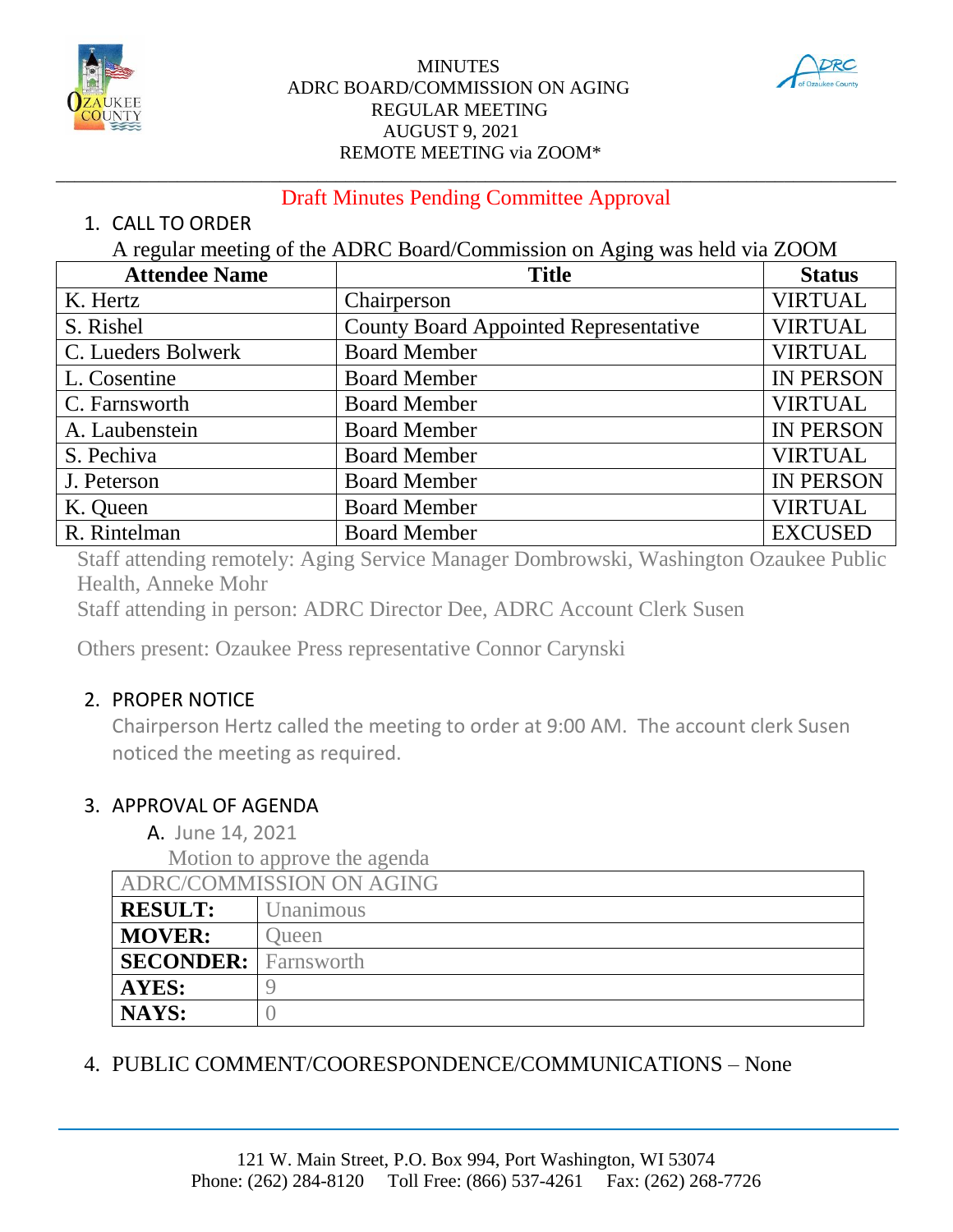MINUTES
ADRC BOARD/COMMISSION ON AGING
REGULAR MEETING
AUGUST 9, 2021
REMOTE MEETING via ZOOM*

Draft Minutes Pending Committee Approval

1. CALL TO ORDER

A regular meeting of the ADRC Board/Commission on Aging was held via ZOOM

| Attendee Name | Title | Status |
|---|---|---|
| K. Hertz | Chairperson | VIRTUAL |
| S. Rishel | County Board Appointed Representative | VIRTUAL |
| C. Lueders Bolwerk | Board Member | VIRTUAL |
| L. Cosentine | Board Member | IN PERSON |
| C. Farnsworth | Board Member | VIRTUAL |
| A. Laubenstein | Board Member | IN PERSON |
| S. Pechiva | Board Member | VIRTUAL |
| J. Peterson | Board Member | IN PERSON |
| K. Queen | Board Member | VIRTUAL |
| R. Rintelman | Board Member | EXCUSED |

Staff attending remotely: Aging Service Manager Dombrowski, Washington Ozaukee Public Health, Anneke Mohr

Staff attending in person: ADRC Director Dee, ADRC Account Clerk Susen

Others present: Ozaukee Press representative Connor Carynski

2. PROPER NOTICE

Chairperson Hertz called the meeting to order at 9:00 AM. The account clerk Susen noticed the meeting as required.

3. APPROVAL OF AGENDA

A. June 14, 2021

Motion to approve the agenda

| ADRC/COMMISSION ON AGING | |
|---|---|
| **RESULT:** | Unanimous |
| **MOVER:** | Queen |
| **SECONDER:** | Farnsworth |
| **AYES:** | 9 |
| **NAYS:** | 0 |

4. PUBLIC COMMENT/COORESPONDENCE/COMMUNICATIONS – None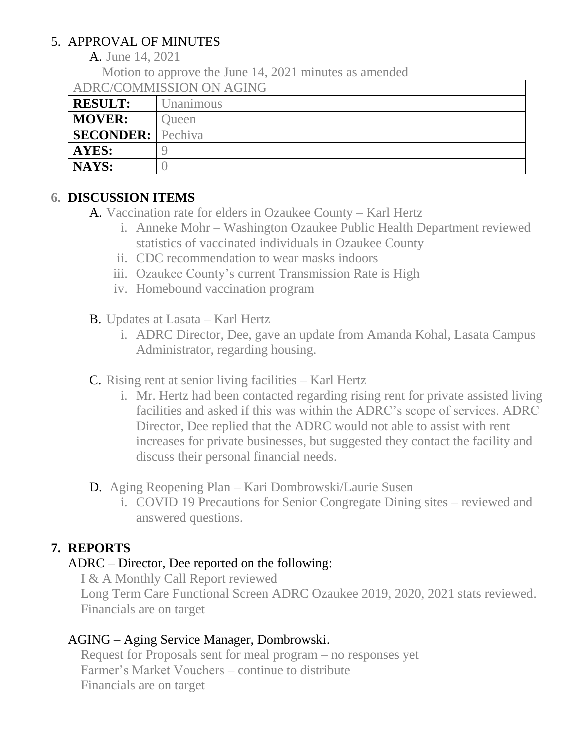## 5. APPROVAL OF MINUTES

A. June 14, 2021

Motion to approve the June 14, 2021 minutes as amended

| ADRC/COMMISSION ON AGING | |
|---|---|
| **RESULT:** | Unanimous |
| **MOVER:** | Queen |
| **SECONDER:** | Pechiva |
| **AYES:** | 9 |
| **NAYS:** | 0 |

## 6. DISCUSSION ITEMS

A. Vaccination rate for elders in Ozaukee County – Karl Hertz

i. Anneke Mohr – Washington Ozaukee Public Health Department reviewed statistics of vaccinated individuals in Ozaukee County

ii. CDC recommendation to wear masks indoors

iii. Ozaukee County's current Transmission Rate is High

iv. Homebound vaccination program

B. Updates at Lasata – Karl Hertz

i. ADRC Director, Dee, gave an update from Amanda Kohal, Lasata Campus Administrator, regarding housing.

C. Rising rent at senior living facilities – Karl Hertz

i. Mr. Hertz had been contacted regarding rising rent for private assisted living facilities and asked if this was within the ADRC's scope of services. ADRC Director, Dee replied that the ADRC would not able to assist with rent increases for private businesses, but suggested they contact the facility and discuss their personal financial needs.

D. Aging Reopening Plan – Kari Dombrowski/Laurie Susen

i. COVID 19 Precautions for Senior Congregate Dining sites – reviewed and answered questions.

## 7. REPORTS

ADRC – Director, Dee reported on the following:

I & A Monthly Call Report reviewed
Long Term Care Functional Screen ADRC Ozaukee 2019, 2020, 2021 stats reviewed.
Financials are on target

AGING – Aging Service Manager, Dombrowski.

Request for Proposals sent for meal program – no responses yet
Farmer's Market Vouchers – continue to distribute
Financials are on target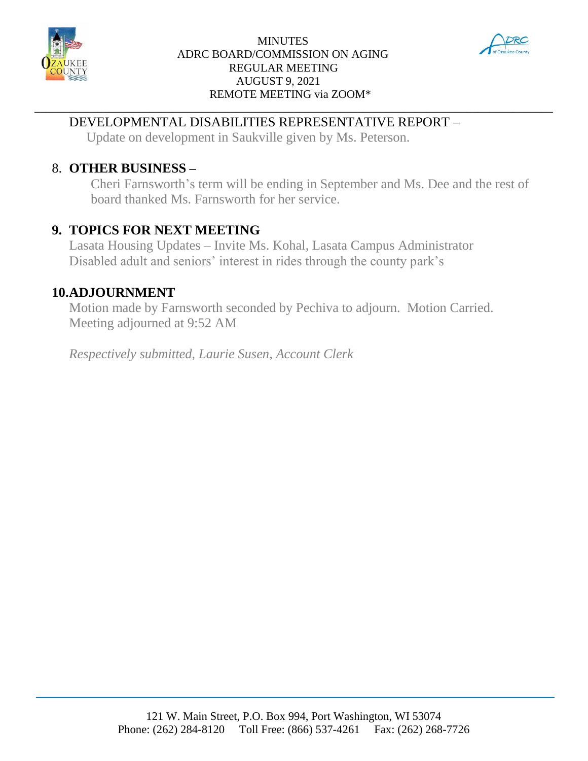DEVELOPMENTAL DISABILITIES REPRESENTATIVE REPORT –

Update on development in Saukville given by Ms. Peterson.

## 8. OTHER BUSINESS –

Cheri Farnsworth's term will be ending in September and Ms. Dee and the rest of board thanked Ms. Farnsworth for her service.

## 9. TOPICS FOR NEXT MEETING

Lasata Housing Updates – Invite Ms. Kohal, Lasata Campus Administrator
Disabled adult and seniors' interest in rides through the county park's

## 10.ADJOURNMENT

Motion made by Farnsworth seconded by Pechiva to adjourn. Motion Carried.
Meeting adjourned at 9:52 AM

*Respectively submitted, Laurie Susen, Account Clerk*

121 W. Main Street, P.O. Box 994, Port Washington, WI 53074
Phone: (262) 284-8120 Toll Free: (866) 537-4261 Fax: (262) 268-7726